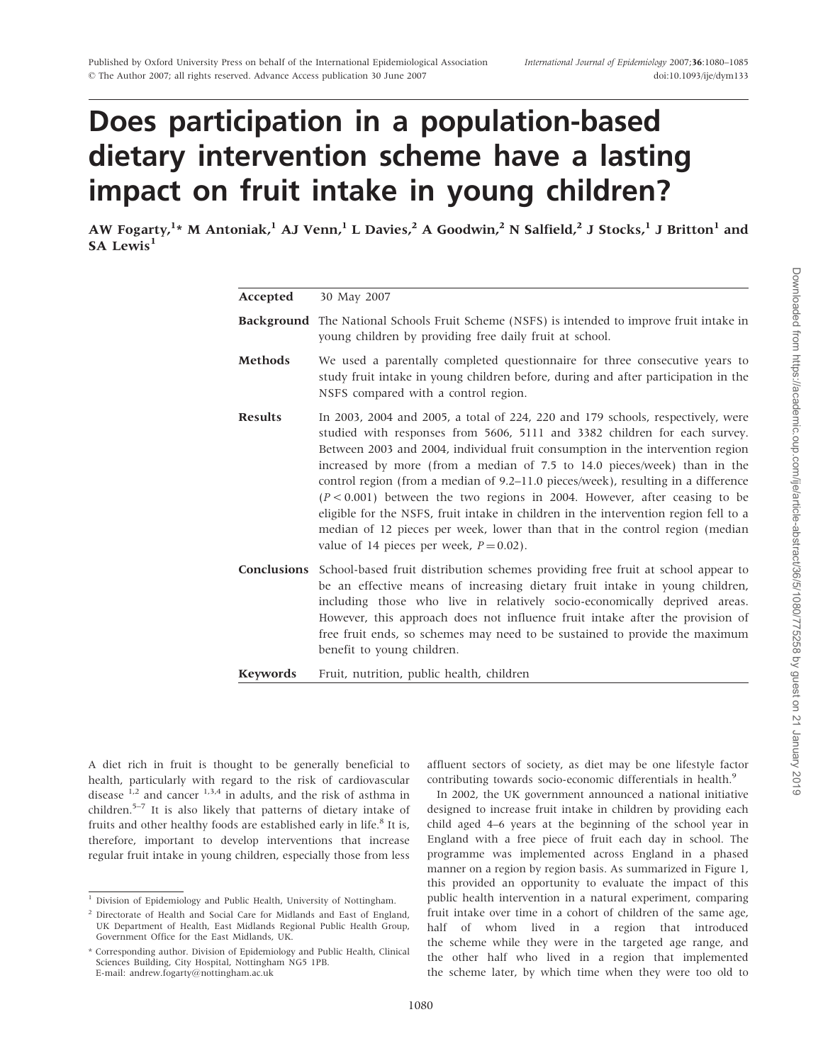# Does participation in a population-based dietary intervention scheme have a lasting impact on fruit intake in young children?

AW Fogarty,[1]* M Antoniak,[1] AJ Venn,[1] L Davies,[2] A Goodwin,[2] N Salfield,[2] J Stocks,[1] J Britton[1] and SA Lewis[1]

**Accepted** 30 May 2007

**Background** The National Schools Fruit Scheme (NSFS) is intended to improve fruit intake in young children by providing free daily fruit at school.

**Methods** We used a parentally completed questionnaire for three consecutive years to study fruit intake in young children before, during and after participation in the NSFS compared with a control region.

**Results** In 2003, 2004 and 2005, a total of 224, 220 and 179 schools, respectively, were studied with responses from 5606, 5111 and 3382 children for each survey. Between 2003 and 2004, individual fruit consumption in the intervention region increased by more (from a median of 7.5 to 14.0 pieces/week) than in the control region (from a median of 9.2–11.0 pieces/week), resulting in a difference ($P < 0.001$) between the two regions in 2004. However, after ceasing to be eligible for the NSFS, fruit intake in children in the intervention region fell to a median of 12 pieces per week, lower than that in the control region (median value of 14 pieces per week, $P = 0.02$).

**Conclusions** School-based fruit distribution schemes providing free fruit at school appear to be an effective means of increasing dietary fruit intake in young children, including those who live in relatively socio-economically deprived areas. However, this approach does not influence fruit intake after the provision of free fruit ends, so schemes may need to be sustained to provide the maximum benefit to young children.

**Keywords** Fruit, nutrition, public health, children

A diet rich in fruit is thought to be generally beneficial to health, particularly with regard to the risk of cardiovascular disease [1,2] and cancer [1,3,4] in adults, and the risk of asthma in children.[5–7] It is also likely that patterns of dietary intake of fruits and other healthy foods are established early in life.[8] It is, therefore, important to develop interventions that increase regular fruit intake in young children, especially those from less affluent sectors of society, as diet may be one lifestyle factor contributing towards socio-economic differentials in health.[9]

In 2002, the UK government announced a national initiative designed to increase fruit intake in children by providing each child aged 4–6 years at the beginning of the school year in England with a free piece of fruit each day in school. The programme was implemented across England in a phased manner on a region by region basis. As summarized in Figure 1, this provided an opportunity to evaluate the impact of this public health intervention in a natural experiment, comparing fruit intake over time in a cohort of children of the same age, half of whom lived in a region that introduced the scheme while they were in the targeted age range, and the other half who lived in a region that implemented the scheme later, by which time when they were too old to

[1] Division of Epidemiology and Public Health, University of Nottingham.

[2] Directorate of Health and Social Care for Midlands and East of England, UK Department of Health, East Midlands Regional Public Health Group, Government Office for the East Midlands, UK.

\* Corresponding author. Division of Epidemiology and Public Health, Clinical Sciences Building, City Hospital, Nottingham NG5 1PB. E-mail: andrew.fogarty@nottingham.ac.uk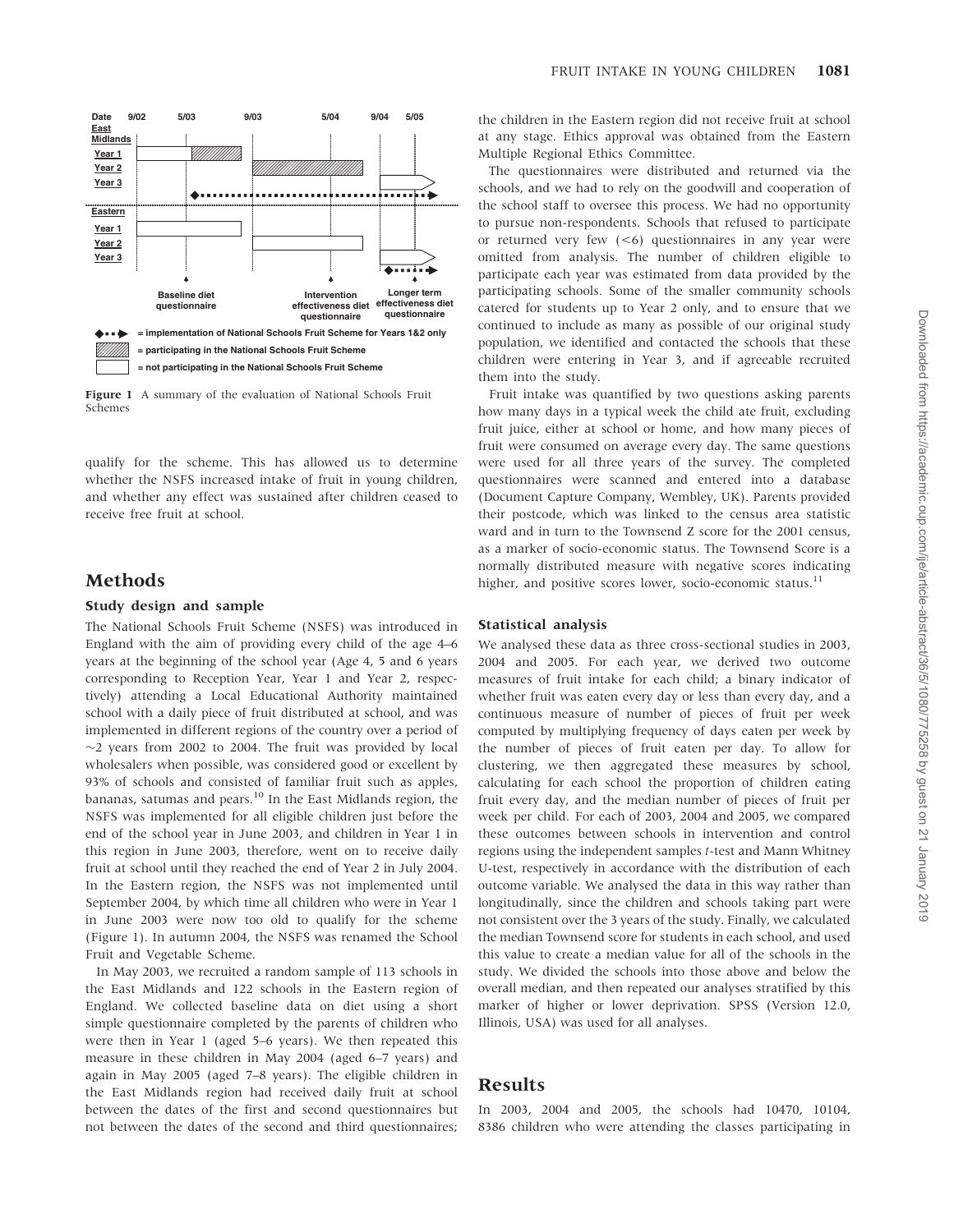Figure 1 A summary of the evaluation of National Schools Fruit Schemes

qualify for the scheme. This has allowed us to determine whether the NSFS increased intake of fruit in young children, and whether any effect was sustained after children ceased to receive free fruit at school.

## Methods

### Study design and sample

The National Schools Fruit Scheme (NSFS) was introduced in England with the aim of providing every child of the age 4–6 years at the beginning of the school year (Age 4, 5 and 6 years corresponding to Reception Year, Year 1 and Year 2, respectively) attending a Local Educational Authority maintained school with a daily piece of fruit distributed at school, and was implemented in different regions of the country over a period of ~2 years from 2002 to 2004. The fruit was provided by local wholesalers when possible, was considered good or excellent by 93% of schools and consisted of familiar fruit such as apples, bananas, satumas and pears.[10] In the East Midlands region, the NSFS was implemented for all eligible children just before the end of the school year in June 2003, and children in Year 1 in this region in June 2003, therefore, went on to receive daily fruit at school until they reached the end of Year 2 in July 2004. In the Eastern region, the NSFS was not implemented until September 2004, by which time all children who were in Year 1 in June 2003 were now too old to qualify for the scheme (Figure 1). In autumn 2004, the NSFS was renamed the School Fruit and Vegetable Scheme.

In May 2003, we recruited a random sample of 113 schools in the East Midlands and 122 schools in the Eastern region of England. We collected baseline data on diet using a short simple questionnaire completed by the parents of children who were then in Year 1 (aged 5–6 years). We then repeated this measure in these children in May 2004 (aged 6–7 years) and again in May 2005 (aged 7–8 years). The eligible children in the East Midlands region had received daily fruit at school between the dates of the first and second questionnaires but not between the dates of the second and third questionnaires; the children in the Eastern region did not receive fruit at school at any stage. Ethics approval was obtained from the Eastern Multiple Regional Ethics Committee.

The questionnaires were distributed and returned via the schools, and we had to rely on the goodwill and cooperation of the school staff to oversee this process. We had no opportunity to pursue non-respondents. Schools that refused to participate or returned very few (<6) questionnaires in any year were omitted from analysis. The number of children eligible to participate each year was estimated from data provided by the participating schools. Some of the smaller community schools catered for students up to Year 2 only, and to ensure that we continued to include as many as possible of our original study population, we identified and contacted the schools that these children were entering in Year 3, and if agreeable recruited them into the study.

Fruit intake was quantified by two questions asking parents how many days in a typical week the child ate fruit, excluding fruit juice, either at school or home, and how many pieces of fruit were consumed on average every day. The same questions were used for all three years of the survey. The completed questionnaires were scanned and entered into a database (Document Capture Company, Wembley, UK). Parents provided their postcode, which was linked to the census area statistic ward and in turn to the Townsend Z score for the 2001 census, as a marker of socio-economic status. The Townsend Score is a normally distributed measure with negative scores indicating higher, and positive scores lower, socio-economic status.[11]

### Statistical analysis

We analysed these data as three cross-sectional studies in 2003, 2004 and 2005. For each year, we derived two outcome measures of fruit intake for each child; a binary indicator of whether fruit was eaten every day or less than every day, and a continuous measure of number of pieces of fruit per week computed by multiplying frequency of days eaten per week by the number of pieces of fruit eaten per day. To allow for clustering, we then aggregated these measures by school, calculating for each school the proportion of children eating fruit every day, and the median number of pieces of fruit per week per child. For each of 2003, 2004 and 2005, we compared these outcomes between schools in intervention and control regions using the independent samples *t*-test and Mann Whitney U-test, respectively in accordance with the distribution of each outcome variable. We analysed the data in this way rather than longitudinally, since the children and schools taking part were not consistent over the 3 years of the study. Finally, we calculated the median Townsend score for students in each school, and used this value to create a median value for all of the schools in the study. We divided the schools into those above and below the overall median, and then repeated our analyses stratified by this marker of higher or lower deprivation. SPSS (Version 12.0, Illinois, USA) was used for all analyses.

## Results

In 2003, 2004 and 2005, the schools had 10470, 10104, 8386 children who were attending the classes participating in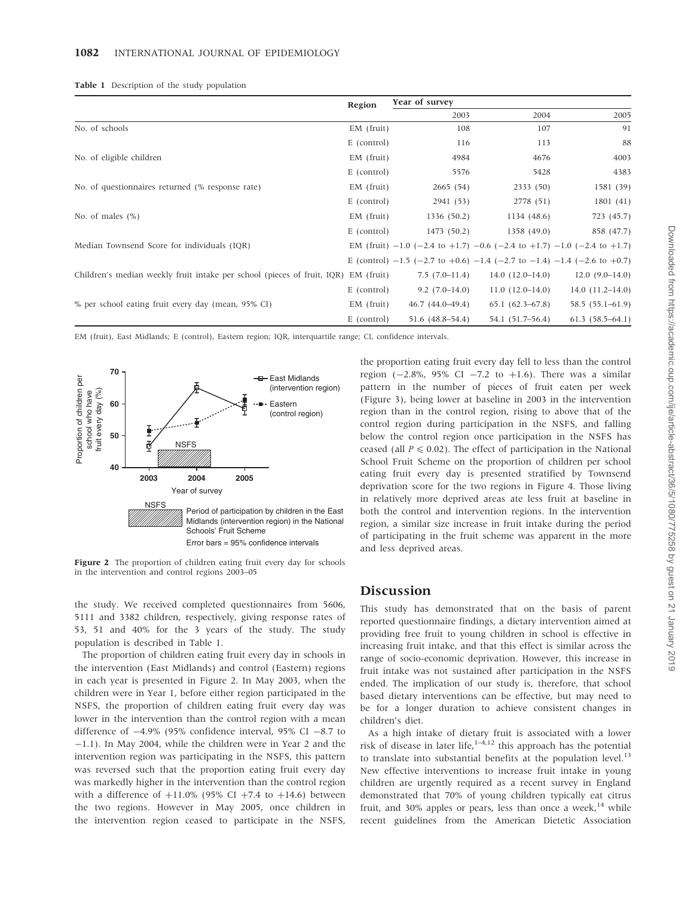**Table 1** Description of the study population

| | Region | Year of survey | | |
|---|---|---|---|---|
| | | 2003 | 2004 | 2005 |
| No. of schools | EM (fruit) | 108 | 107 | 91 |
| | E (control) | 116 | 113 | 88 |
| No. of eligible children | EM (fruit) | 4984 | 4676 | 4003 |
| | E (control) | 5576 | 5428 | 4383 |
| No. of questionnaires returned (% response rate) | EM (fruit) | 2665 (54) | 2333 (50) | 1581 (39) |
| | E (control) | 2941 (53) | 2778 (51) | 1801 (41) |
| No. of males (%) | EM (fruit) | 1336 (50.2) | 1134 (48.6) | 723 (45.7) |
| | E (control) | 1473 (50.2) | 1358 (49.0) | 858 (47.7) |
| Median Townsend Score for individuals (IQR) | EM (fruit) | −1.0 (−2.4 to +1.7) | −0.6 (−2.4 to +1.7) | −1.0 (−2.4 to +1.7) |
| | E (control) | −1.5 (−2.7 to +0.6) | −1.4 (−2.7 to −1.4) | −1.4 (−2.6 to +0.7) |
| Children's median weekly fruit intake per school (pieces of fruit, IQR) | EM (fruit) | 7.5 (7.0–11.4) | 14.0 (12.0–14.0) | 12.0 (9.0–14.0) |
| | E (control) | 9.2 (7.0–14.0) | 11.0 (12.0–14.0) | 14.0 (11.2–14.0) |
| % per school eating fruit every day (mean, 95% CI) | EM (fruit) | 46.7 (44.0–49.4) | 65.1 (62.3–67.8) | 58.5 (55.1–61.9) |
| | E (control) | 51.6 (48.8–54.4) | 54.1 (51.7–56.4) | 61.3 (58.5–64.1) |

EM (fruit), East Midlands; E (control), Eastern region; IQR, interquartile range; CI, confidence intervals.

**Figure 2** The proportion of children eating fruit every day for schools in the intervention and control regions 2003–05

the study. We received completed questionnaires from 5606, 5111 and 3382 children, respectively, giving response rates of 53, 51 and 40% for the 3 years of the study. The study population is described in Table 1.

The proportion of children eating fruit every day in schools in the intervention (East Midlands) and control (Eastern) regions in each year is presented in Figure 2. In May 2003, when the children were in Year 1, before either region participated in the NSFS, the proportion of children eating fruit every day was lower in the intervention than the control region with a mean difference of −4.9% (95% confidence interval, 95% CI −8.7 to −1.1). In May 2004, while the children were in Year 2 and the intervention region was participating in the NSFS, this pattern was reversed such that the proportion eating fruit every day was markedly higher in the intervention than the control region with a difference of +11.0% (95% CI +7.4 to +14.6) between the two regions. However in May 2005, once children in the intervention region ceased to participate in the NSFS, the proportion eating fruit every day fell to less than the control region (−2.8%, 95% CI −7.2 to +1.6). There was a similar pattern in the number of pieces of fruit eaten per week (Figure 3), being lower at baseline in 2003 in the intervention region than in the control region, rising to above that of the control region during participation in the NSFS, and falling below the control region once participation in the NSFS has ceased (all $P \leqslant 0.02$). The effect of participation in the National School Fruit Scheme on the proportion of children per school eating fruit every day is presented stratified by Townsend deprivation score for the two regions in Figure 4. Those living in relatively more deprived areas ate less fruit at baseline in both the control and intervention regions. In the intervention region, a similar size increase in fruit intake during the period of participating in the fruit scheme was apparent in the more and less deprived areas.

## Discussion

This study has demonstrated that on the basis of parent reported questionnaire findings, a dietary intervention aimed at providing free fruit to young children in school is effective in increasing fruit intake, and that this effect is similar across the range of socio-economic deprivation. However, this increase in fruit intake was not sustained after participation in the NSFS ended. The implication of our study is, therefore, that school based dietary interventions can be effective, but may need to be for a longer duration to achieve consistent changes in children's diet.

As a high intake of dietary fruit is associated with a lower risk of disease in later life,[1–4,12] this approach has the potential to translate into substantial benefits at the population level.[13] New effective interventions to increase fruit intake in young children are urgently required as a recent survey in England demonstrated that 70% of young children typically eat citrus fruit, and 30% apples or pears, less than once a week,[14] while recent guidelines from the American Dietetic Association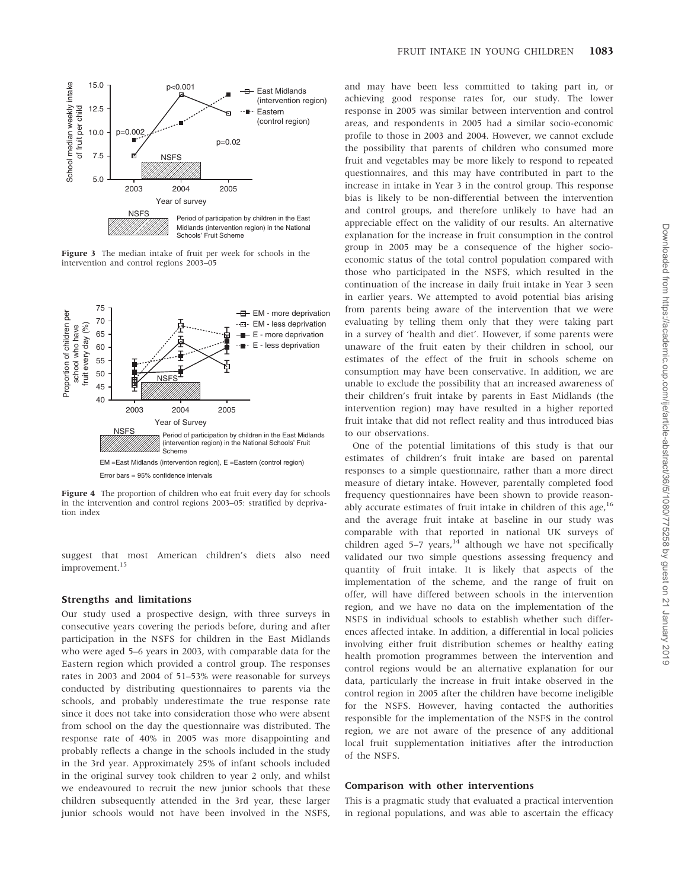**Figure 3** The median intake of fruit per week for schools in the intervention and control regions 2003–05

**Figure 4** The proportion of children who eat fruit every day for schools in the intervention and control regions 2003–05: stratified by deprivation index

suggest that most American children's diets also need improvement.[15]

### Strengths and limitations

Our study used a prospective design, with three surveys in consecutive years covering the periods before, during and after participation in the NSFS for children in the East Midlands who were aged 5–6 years in 2003, with comparable data for the Eastern region which provided a control group. The responses rates in 2003 and 2004 of 51–53% were reasonable for surveys conducted by distributing questionnaires to parents via the schools, and probably underestimate the true response rate since it does not take into consideration those who were absent from school on the day the questionnaire was distributed. The response rate of 40% in 2005 was more disappointing and probably reflects a change in the schools included in the study in the 3rd year. Approximately 25% of infant schools included in the original survey took children to year 2 only, and whilst we endeavoured to recruit the new junior schools that these children subsequently attended in the 3rd year, these larger junior schools would not have been involved in the NSFS, and may have been less committed to taking part in, or achieving good response rates for, our study. The lower response in 2005 was similar between intervention and control areas, and respondents in 2005 had a similar socio-economic profile to those in 2003 and 2004. However, we cannot exclude the possibility that parents of children who consumed more fruit and vegetables may be more likely to respond to repeated questionnaires, and this may have contributed in part to the increase in intake in Year 3 in the control group. This response bias is likely to be non-differential between the intervention and control groups, and therefore unlikely to have had an appreciable effect on the validity of our results. An alternative explanation for the increase in fruit consumption in the control group in 2005 may be a consequence of the higher socio-economic status of the total control population compared with those who participated in the NSFS, which resulted in the continuation of the increase in daily fruit intake in Year 3 seen in earlier years. We attempted to avoid potential bias arising from parents being aware of the intervention that we were evaluating by telling them only that they were taking part in a survey of 'health and diet'. However, if some parents were unaware of the fruit eaten by their children in school, our estimates of the effect of the fruit in schools scheme on consumption may have been conservative. In addition, we are unable to exclude the possibility that an increased awareness of their children's fruit intake by parents in East Midlands (the intervention region) may have resulted in a higher reported fruit intake that did not reflect reality and thus introduced bias to our observations.

One of the potential limitations of this study is that our estimates of children's fruit intake are based on parental responses to a simple questionnaire, rather than a more direct measure of dietary intake. However, parentally completed food frequency questionnaires have been shown to provide reasonably accurate estimates of fruit intake in children of this age,[16] and the average fruit intake at baseline in our study was comparable with that reported in national UK surveys of children aged 5–7 years,[14] although we have not specifically validated our two simple questions assessing frequency and quantity of fruit intake. It is likely that aspects of the implementation of the scheme, and the range of fruit on offer, will have differed between schools in the intervention region, and we have no data on the implementation of the NSFS in individual schools to establish whether such differences affected intake. In addition, a differential in local policies involving either fruit distribution schemes or healthy eating health promotion programmes between the intervention and control regions would be an alternative explanation for our data, particularly the increase in fruit intake observed in the control region in 2005 after the children have become ineligible for the NSFS. However, having contacted the authorities responsible for the implementation of the NSFS in the control region, we are not aware of the presence of any additional local fruit supplementation initiatives after the introduction of the NSFS.

### Comparison with other interventions

This is a pragmatic study that evaluated a practical intervention in regional populations, and was able to ascertain the efficacy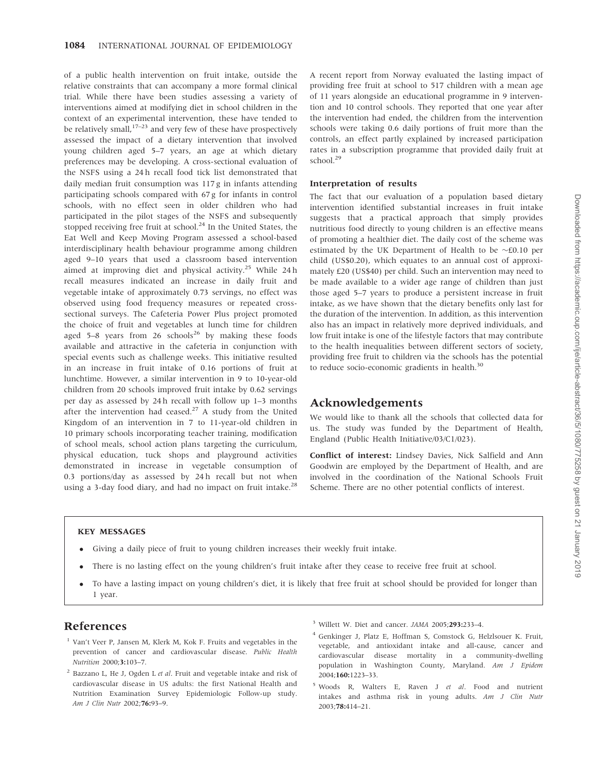of a public health intervention on fruit intake, outside the relative constraints that can accompany a more formal clinical trial. While there have been studies assessing a variety of interventions aimed at modifying diet in school children in the context of an experimental intervention, these have tended to be relatively small,[17–23] and very few of these have prospectively assessed the impact of a dietary intervention that involved young children aged 5–7 years, an age at which dietary preferences may be developing. A cross-sectional evaluation of the NSFS using a 24 h recall food tick list demonstrated that daily median fruit consumption was 117 g in infants attending participating schools compared with 67 g for infants in control schools, with no effect seen in older children who had participated in the pilot stages of the NSFS and subsequently stopped receiving free fruit at school.[24] In the United States, the Eat Well and Keep Moving Program assessed a school-based interdisciplinary health behaviour programme among children aged 9–10 years that used a classroom based intervention aimed at improving diet and physical activity.[25] While 24 h recall measures indicated an increase in daily fruit and vegetable intake of approximately 0.73 servings, no effect was observed using food frequency measures or repeated cross-sectional surveys. The Cafeteria Power Plus project promoted the choice of fruit and vegetables at lunch time for children aged 5–8 years from 26 schools[26] by making these foods available and attractive in the cafeteria in conjunction with special events such as challenge weeks. This initiative resulted in an increase in fruit intake of 0.16 portions of fruit at lunchtime. However, a similar intervention in 9 to 10-year-old children from 20 schools improved fruit intake by 0.62 servings per day as assessed by 24 h recall with follow up 1–3 months after the intervention had ceased.[27] A study from the United Kingdom of an intervention in 7 to 11-year-old children in 10 primary schools incorporating teacher training, modification of school meals, school action plans targeting the curriculum, physical education, tuck shops and playground activities demonstrated in increase in vegetable consumption of 0.3 portions/day as assessed by 24 h recall but not when using a 3-day food diary, and had no impact on fruit intake.[28]

A recent report from Norway evaluated the lasting impact of providing free fruit at school to 517 children with a mean age of 11 years alongside an educational programme in 9 intervention and 10 control schools. They reported that one year after the intervention had ended, the children from the intervention schools were taking 0.6 daily portions of fruit more than the controls, an effect partly explained by increased participation rates in a subscription programme that provided daily fruit at school.[29]

### Interpretation of results

The fact that our evaluation of a population based dietary intervention identified substantial increases in fruit intake suggests that a practical approach that simply provides nutritious food directly to young children is an effective means of promoting a healthier diet. The daily cost of the scheme was estimated by the UK Department of Health to be ~£0.10 per child (US$0.20), which equates to an annual cost of approximately £20 (US$40) per child. Such an intervention may need to be made available to a wider age range of children than just those aged 5–7 years to produce a persistent increase in fruit intake, as we have shown that the dietary benefits only last for the duration of the intervention. In addition, as this intervention also has an impact in relatively more deprived individuals, and low fruit intake is one of the lifestyle factors that may contribute to the health inequalities between different sectors of society, providing free fruit to children via the schools has the potential to reduce socio-economic gradients in health.[30]

## Acknowledgements

We would like to thank all the schools that collected data for us. The study was funded by the Department of Health, England (Public Health Initiative/03/C1/023).

**Conflict of interest:** Lindsey Davies, Nick Salfield and Ann Goodwin are employed by the Department of Health, and are involved in the coordination of the National Schools Fruit Scheme. There are no other potential conflicts of interest.

**KEY MESSAGES**

- Giving a daily piece of fruit to young children increases their weekly fruit intake.
- There is no lasting effect on the young children's fruit intake after they cease to receive free fruit at school.
- To have a lasting impact on young children's diet, it is likely that free fruit at school should be provided for longer than 1 year.

## References

1. Van't Veer P, Jansen M, Klerk M, Kok F. Fruits and vegetables in the prevention of cancer and cardiovascular disease. *Public Health Nutrition* 2000;**3:**103–7.
2. Bazzano L, He J, Ogden L *et al*. Fruit and vegetable intake and risk of cardiovascular disease in US adults: the first National Health and Nutrition Examination Survey Epidemiologic Follow-up study. *Am J Clin Nutr* 2002;**76:**93–9.
3. Willett W. Diet and cancer. *JAMA* 2005;**293:**233–4.
4. Genkinger J, Platz E, Hoffman S, Comstock G, Helzlsouer K. Fruit, vegetable, and antioxidant intake and all-cause, cancer and cardiovascular disease mortality in a community-dwelling population in Washington County, Maryland. *Am J Epidem* 2004;**160:**1223–33.
5. Woods R, Walters E, Raven J *et al*. Food and nutrient intakes and asthma risk in young adults. *Am J Clin Nutr* 2003;**78:**414–21.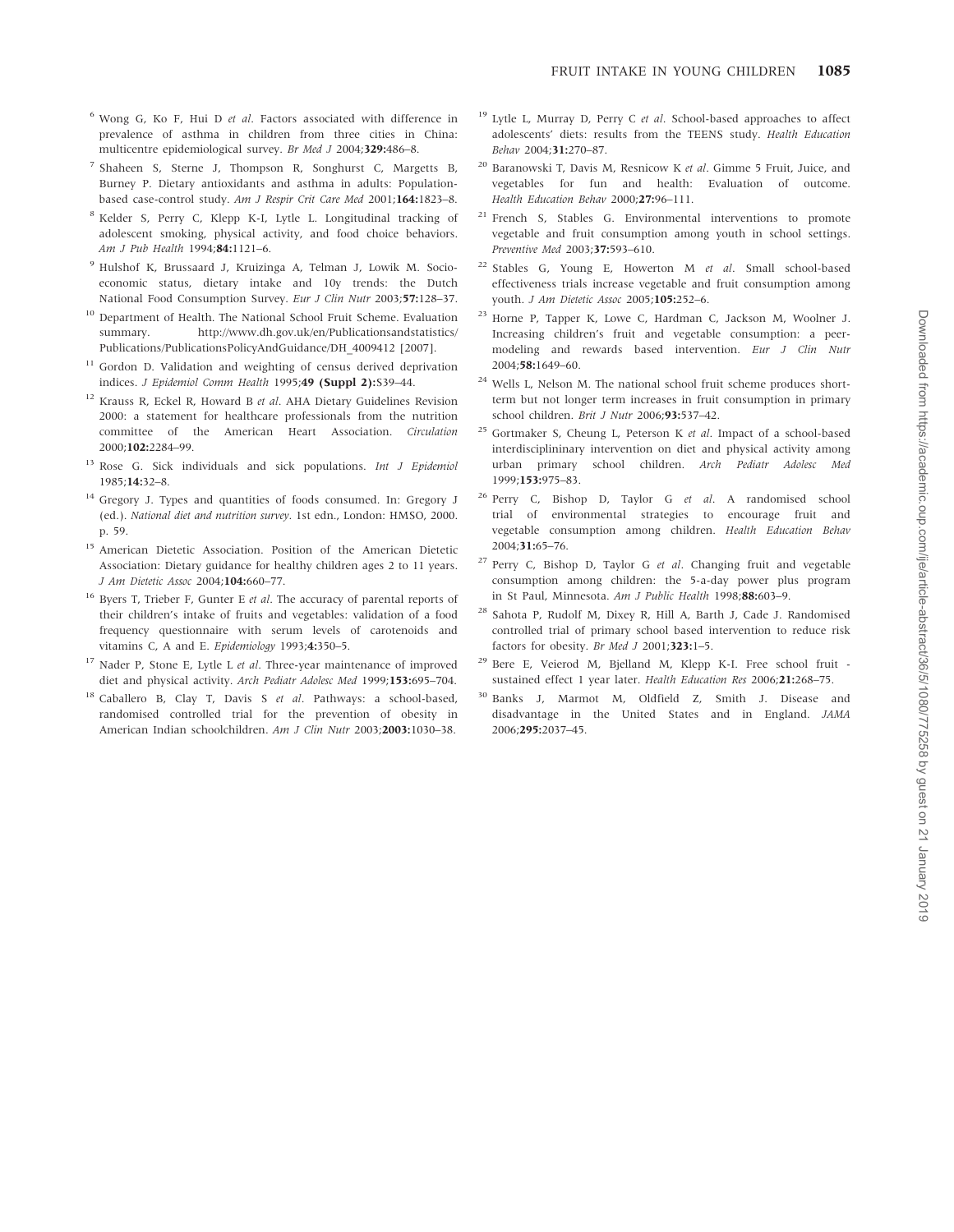6. Wong G, Ko F, Hui D *et al*. Factors associated with difference in prevalence of asthma in children from three cities in China: multicentre epidemiological survey. *Br Med J* 2004;**329:**486–8.
7. Shaheen S, Sterne J, Thompson R, Songhurst C, Margetts B, Burney P. Dietary antioxidants and asthma in adults: Population-based case-control study. *Am J Respir Crit Care Med* 2001;**164:**1823–8.
8. Kelder S, Perry C, Klepp K-I, Lytle L. Longitudinal tracking of adolescent smoking, physical activity, and food choice behaviors. *Am J Pub Health* 1994;**84:**1121–6.
9. Hulshof K, Brussaard J, Kruizinga A, Telman J, Lowik M. Socio-economic status, dietary intake and 10y trends: the Dutch National Food Consumption Survey. *Eur J Clin Nutr* 2003;**57:**128–37.
10. Department of Health. The National School Fruit Scheme. Evaluation summary. http://www.dh.gov.uk/en/Publicationsandstatistics/Publications/PublicationsPolicyAndGuidance/DH_4009412 [2007].
11. Gordon D. Validation and weighting of census derived deprivation indices. *J Epidemiol Comm Health* 1995;**49 (Suppl 2):**S39–44.
12. Krauss R, Eckel R, Howard B *et al*. AHA Dietary Guidelines Revision 2000: a statement for healthcare professionals from the nutrition committee of the American Heart Association. *Circulation* 2000;**102:**2284–99.
13. Rose G. Sick individuals and sick populations. *Int J Epidemiol* 1985;**14:**32–8.
14. Gregory J. Types and quantities of foods consumed. In: Gregory J (ed.). *National diet and nutrition survey*. 1st edn., London: HMSO, 2000. p. 59.
15. American Dietetic Association. Position of the American Dietetic Association: Dietary guidance for healthy children ages 2 to 11 years. *J Am Dietetic Assoc* 2004;**104:**660–77.
16. Byers T, Trieber F, Gunter E *et al*. The accuracy of parental reports of their children's intake of fruits and vegetables: validation of a food frequency questionnaire with serum levels of carotenoids and vitamins C, A and E. *Epidemiology* 1993;**4:**350–5.
17. Nader P, Stone E, Lytle L *et al*. Three-year maintenance of improved diet and physical activity. *Arch Pediatr Adolesc Med* 1999;**153:**695–704.
18. Caballero B, Clay T, Davis S *et al*. Pathways: a school-based, randomised controlled trial for the prevention of obesity in American Indian schoolchildren. *Am J Clin Nutr* 2003;**2003:**1030–38.
19. Lytle L, Murray D, Perry C *et al*. School-based approaches to affect adolescents' diets: results from the TEENS study. *Health Education Behav* 2004;**31:**270–87.
20. Baranowski T, Davis M, Resnicow K *et al*. Gimme 5 Fruit, Juice, and vegetables for fun and health: Evaluation of outcome. *Health Education Behav* 2000;**27:**96–111.
21. French S, Stables G. Environmental interventions to promote vegetable and fruit consumption among youth in school settings. *Preventive Med* 2003;**37:**593–610.
22. Stables G, Young E, Howerton M *et al*. Small school-based effectiveness trials increase vegetable and fruit consumption among youth. *J Am Dietetic Assoc* 2005;**105:**252–6.
23. Horne P, Tapper K, Lowe C, Hardman C, Jackson M, Woolner J. Increasing children's fruit and vegetable consumption: a peer-modeling and rewards based intervention. *Eur J Clin Nutr* 2004;**58:**1649–60.
24. Wells L, Nelson M. The national school fruit scheme produces short-term but not longer term increases in fruit consumption in primary school children. *Brit J Nutr* 2006;**93:**537–42.
25. Gortmaker S, Cheung L, Peterson K *et al*. Impact of a school-based interdisciplininary intervention on diet and physical activity among urban primary school children. *Arch Pediatr Adolesc Med* 1999;**153:**975–83.
26. Perry C, Bishop D, Taylor G *et al*. A randomised school trial of environmental strategies to encourage fruit and vegetable consumption among children. *Health Education Behav* 2004;**31:**65–76.
27. Perry C, Bishop D, Taylor G *et al*. Changing fruit and vegetable consumption among children: the 5-a-day power plus program in St Paul, Minnesota. *Am J Public Health* 1998;**88:**603–9.
28. Sahota P, Rudolf M, Dixey R, Hill A, Barth J, Cade J. Randomised controlled trial of primary school based intervention to reduce risk factors for obesity. *Br Med J* 2001;**323:**1–5.
29. Bere E, Veierod M, Bjelland M, Klepp K-I. Free school fruit - sustained effect 1 year later. *Health Education Res* 2006;**21:**268–75.
30. Banks J, Marmot M, Oldfield Z, Smith J. Disease and disadvantage in the United States and in England. *JAMA* 2006;**295:**2037–45.